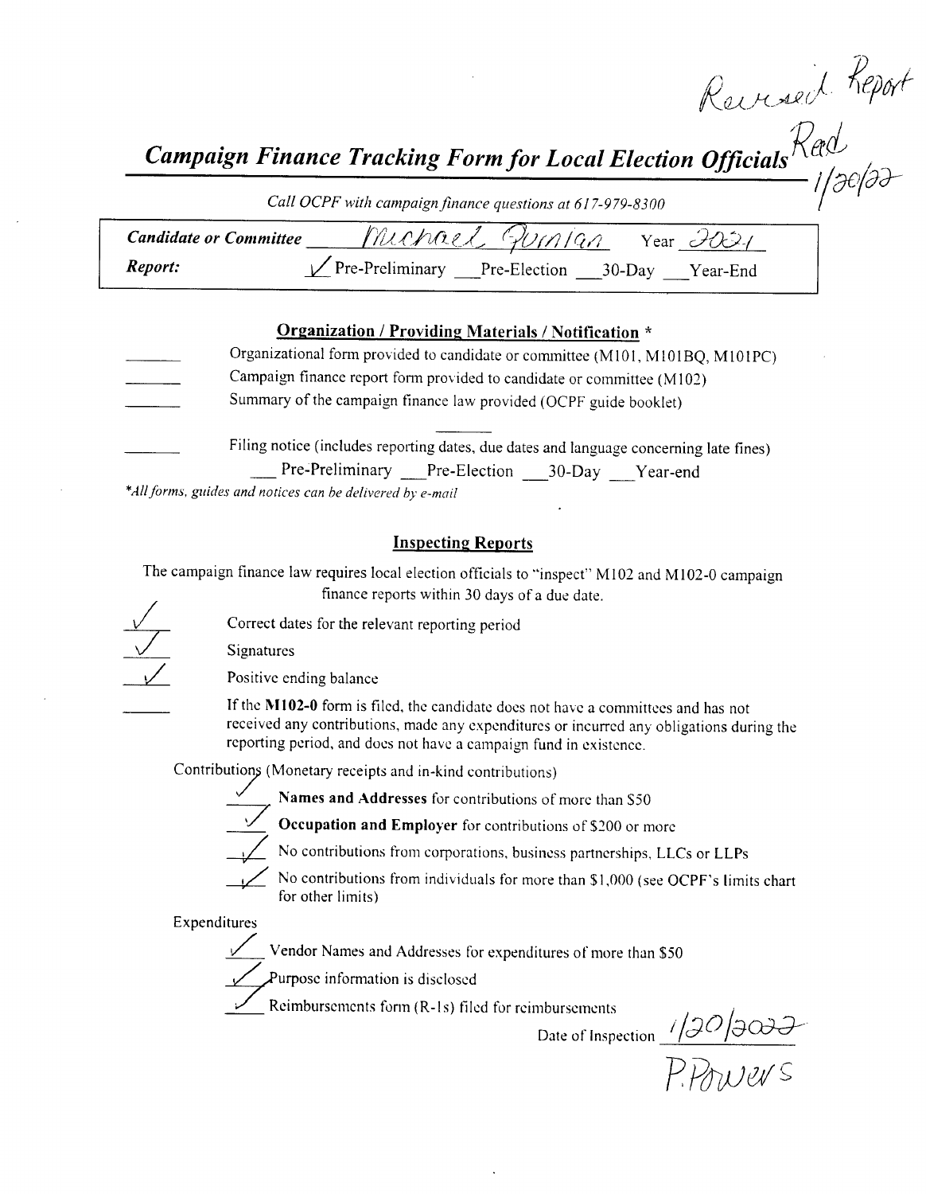Revised Report
Rec'd 1/20/22

# Campaign Finance Tracking Form for Local Election Officials

*Call OCPF with campaign finance questions at 617-979-8300*

**Candidate or Committee** Michael Quinlan Year 2021

**Report:** ✓ Pre-Preliminary ___ Pre-Election ___ 30-Day ___ Year-End

## Organization / Providing Materials / Notification *

_______ Organizational form provided to candidate or committee (M101, M101BQ, M101PC)

_______ Campaign finance report form provided to candidate or committee (M102)

_______ Summary of the campaign finance law provided (OCPF guide booklet)

_______ Filing notice (includes reporting dates, due dates and language concerning late fines)
___ Pre-Preliminary ___ Pre-Election ___ 30-Day ___ Year-end

*All forms, guides and notices can be delivered by e-mail

## Inspecting Reports

The campaign finance law requires local election officials to "inspect" M102 and M102-0 campaign finance reports within 30 days of a due date.

✓ Correct dates for the relevant reporting period

✓ Signatures

✓ Positive ending balance

_______ If the **M102-0** form is filed, the candidate does not have a committees and has not received any contributions, made any expenditures or incurred any obligations during the reporting period, and does not have a campaign fund in existence.

Contributions (Monetary receipts and in-kind contributions)

✓ **Names and Addresses** for contributions of more than $50

✓ **Occupation and Employer** for contributions of $200 or more

✓ No contributions from corporations, business partnerships, LLCs or LLPs

✓ No contributions from individuals for more than $1,000 (see OCPF's limits chart for other limits)

Expenditures

✓ Vendor Names and Addresses for expenditures of more than $50

✓ Purpose information is disclosed

✓ Reimbursements form (R-1s) filed for reimbursements

Date of Inspection 1/20/2022

P. Powers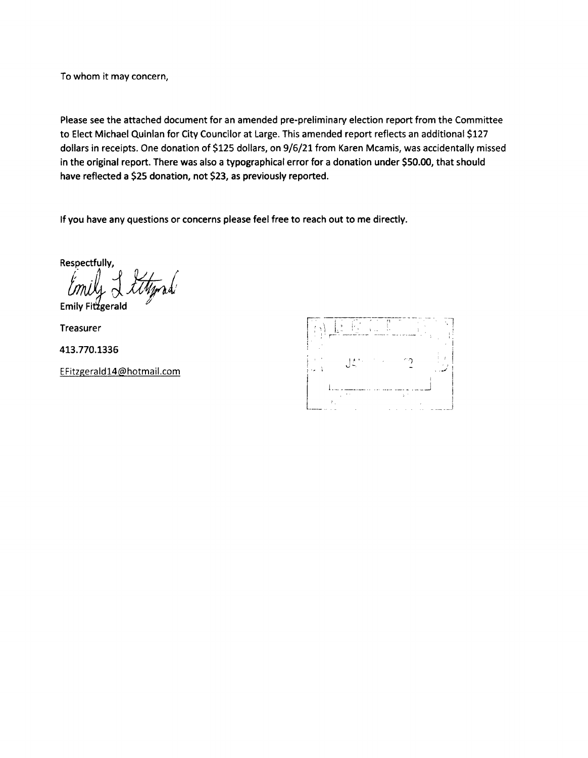To whom it may concern,

Please see the attached document for an amended pre-preliminary election report from the Committee to Elect Michael Quinlan for City Councilor at Large. This amended report reflects an additional $127 dollars in receipts. One donation of $125 dollars, on 9/6/21 from Karen Mcamis, was accidentally missed in the original report. There was also a typographical error for a donation under $50.00, that should have reflected a $25 donation, not $23, as previously reported.

If you have any questions or concerns please feel free to reach out to me directly.

Respectfully,

Emily L Fitzgerald

Emily Fitzgerald

Treasurer

413.770.1336

EFitzgerald14@hotmail.com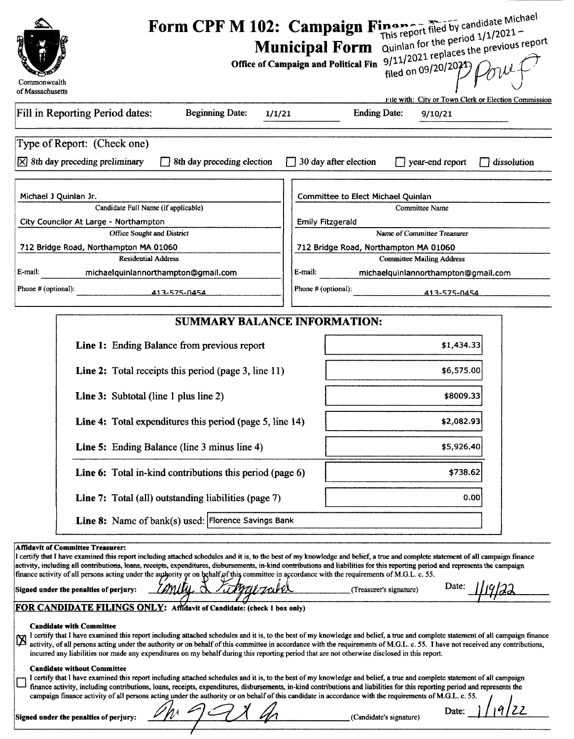# Form CPF M 102: Campaign Finance Report

## Municipal Form

Office of Campaign and Political Finance

This report filed by candidate Michael Quinlan for the period 1/1/2021 – 9/11/2021 replaces the previous report filed on 09/20/2021 P Powe

Commonwealth of Massachusetts

File with: City or Town Clerk or Election Commission

Fill in Reporting Period dates: Beginning Date: 1/1/21 Ending Date: 9/10/21

Type of Report: (Check one)

- [x] 8th day preceding preliminary
- [ ] 8th day preceding election
- [ ] 30 day after election
- [ ] year-end report
- [ ] dissolution

| | |
|---|---|
| Michael J Quinlan Jr. | Committee to Elect Michael Quinlan |
| Candidate Full Name (if applicable) | Committee Name |
| City Councilor At Large - Northampton | Emily Fitzgerald |
| Office Sought and District | Name of Committee Treasurer |
| 712 Bridge Road, Northampton MA 01060 | 712 Bridge Road, Northampton MA 01060 |
| Residential Address | Committee Mailing Address |
| E-mail: michaelquinlannorthampton@gmail.com | E-mail: michaelquinlannorthampton@gmail.com |
| Phone # (optional): 413-575-0454 | Phone # (optional): 413-575-0454 |

## SUMMARY BALANCE INFORMATION:

| | |
|---|---|
| **Line 1:** Ending Balance from previous report | $1,434.33 |
| **Line 2:** Total receipts this period (page 3, line 11) | $6,575.00 |
| **Line 3:** Subtotal (line 1 plus line 2) | $8009.33 |
| **Line 4:** Total expenditures this period (page 5, line 14) | $2,082.93 |
| **Line 5:** Ending Balance (line 3 minus line 4) | $5,926.40 |
| **Line 6:** Total in-kind contributions this period (page 6) | $738.62 |
| **Line 7:** Total (all) outstanding liabilities (page 7) | 0.00 |
| **Line 8:** Name of bank(s) used: | Florence Savings Bank |

**Affidavit of Committee Treasurer:**

I certify that I have examined this report including attached schedules and it is, to the best of my knowledge and belief, a true and complete statement of all campaign finance activity, including all contributions, loans, receipts, expenditures, disbursements, in-kind contributions and liabilities for this reporting period and represents the campaign finance activity of all persons acting under the authority or on behalf of this committee in accordance with the requirements of M.G.L. c. 55.

**Signed under the penalties of perjury:** Emily L Fitzgerald (Treasurer's signature) Date: 1/19/22

**FOR CANDIDATE FILINGS ONLY:** Affidavit of Candidate: (check 1 box only)

**Candidate with Committee**

- [x] I certify that I have examined this report including attached schedules and it is, to the best of my knowledge and belief, a true and complete statement of all campaign finance activity, of all persons acting under the authority or on behalf of this committee in accordance with the requirements of M.G.L. c. 55. I have not received any contributions, incurred any liabilities nor made any expenditures on my behalf during this reporting period that are not otherwise disclosed in this report.

**Candidate without Committee**

- [ ] I certify that I have examined this report including attached schedules and it is, to the best of my knowledge and belief, a true and complete statement of all campaign finance activity, including contributions, loans, receipts, expenditures, disbursements, in-kind contributions and liabilities for this reporting period and represents the campaign finance activity of all persons acting under the authority or on behalf of this candidate in accordance with the requirements of M.G.L. c. 55.

**Signed under the penalties of perjury:** [signature] (Candidate's signature) Date: 1/19/22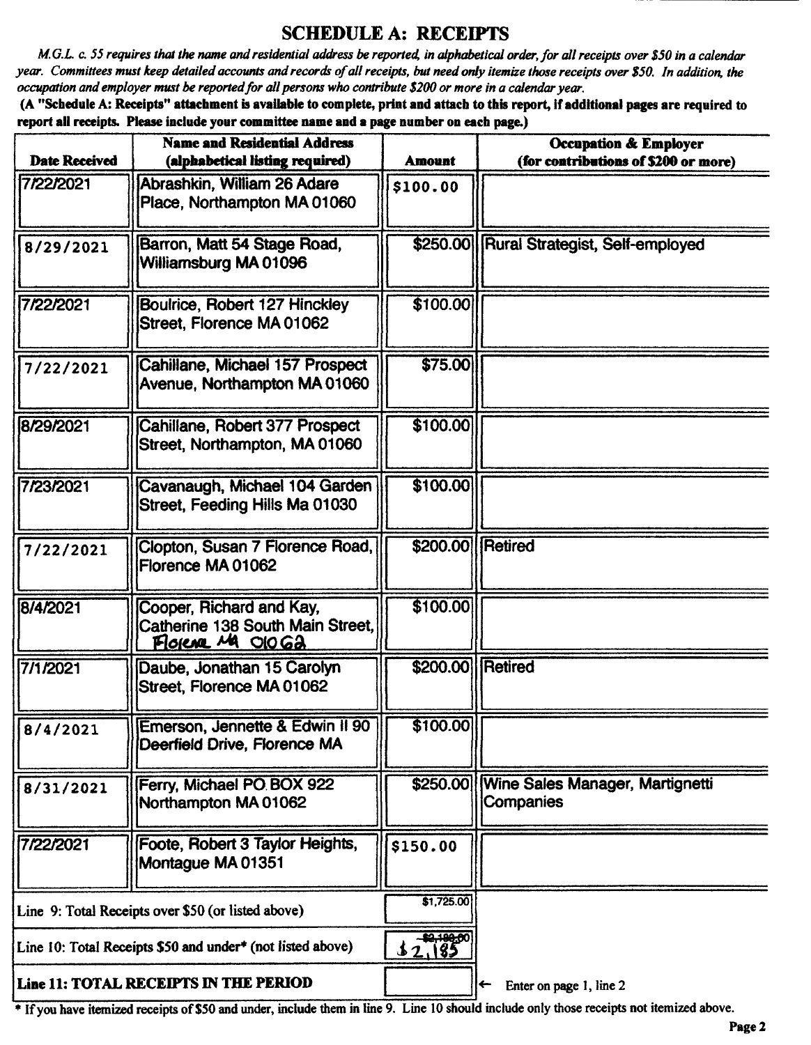## SCHEDULE A: RECEIPTS

*M.G.L. c. 55 requires that the name and residential address be reported, in alphabetical order, for all receipts over $50 in a calendar year. Committees must keep detailed accounts and records of all receipts, but need only itemize those receipts over $50. In addition, the occupation and employer must be reported for all persons who contribute $200 or more in a calendar year.*

**(A "Schedule A: Receipts" attachment is available to complete, print and attach to this report, if additional pages are required to report all receipts. Please include your committee name and a page number on each page.)**

| Date Received | Name and Residential Address (alphabetical listing required) | Amount | Occupation & Employer (for contributions of $200 or more) |
|---|---|---|---|
| 7/22/2021 | Abrashkin, William 26 Adare Place, Northampton MA 01060 | $100.00 | |
| 8/29/2021 | Barron, Matt 54 Stage Road, Williamsburg MA 01096 | $250.00 | Rural Strategist, Self-employed |
| 7/22/2021 | Boulrice, Robert 127 Hinckley Street, Florence MA 01062 | $100.00 | |
| 7/22/2021 | Cahillane, Michael 157 Prospect Avenue, Northampton MA 01060 | $75.00 | |
| 8/29/2021 | Cahillane, Robert 377 Prospect Street, Northampton, MA 01060 | $100.00 | |
| 7/23/2021 | Cavanaugh, Michael 104 Garden Street, Feeding Hills Ma 01030 | $100.00 | |
| 7/22/2021 | Clopton, Susan 7 Florence Road, Florence MA 01062 | $200.00 | Retired |
| 8/4/2021 | Cooper, Richard and Kay, Catherine 138 South Main Street, Florence MA 01062 | $100.00 | |
| 7/1/2021 | Daube, Jonathan 15 Carolyn Street, Florence MA 01062 | $200.00 | Retired |
| 8/4/2021 | Emerson, Jennette & Edwin II 90 Deerfield Drive, Florence MA | $100.00 | |
| 8/31/2021 | Ferry, Michael PO BOX 922 Northampton MA 01062 | $250.00 | Wine Sales Manager, Martignetti Companies |
| 7/22/2021 | Foote, Robert 3 Taylor Heights, Montague MA 01351 | $150.00 | |
| Line 9: Total Receipts over $50 (or listed above) | | $1,725.00 | |
| Line 10: Total Receipts $50 and under* (not listed above) | | ~~$2,180.00~~ $2,185 | |
| **Line 11: TOTAL RECEIPTS IN THE PERIOD** | | | ← Enter on page 1, line 2 |

\* If you have itemized receipts of $50 and under, include them in line 9. Line 10 should include only those receipts not itemized above.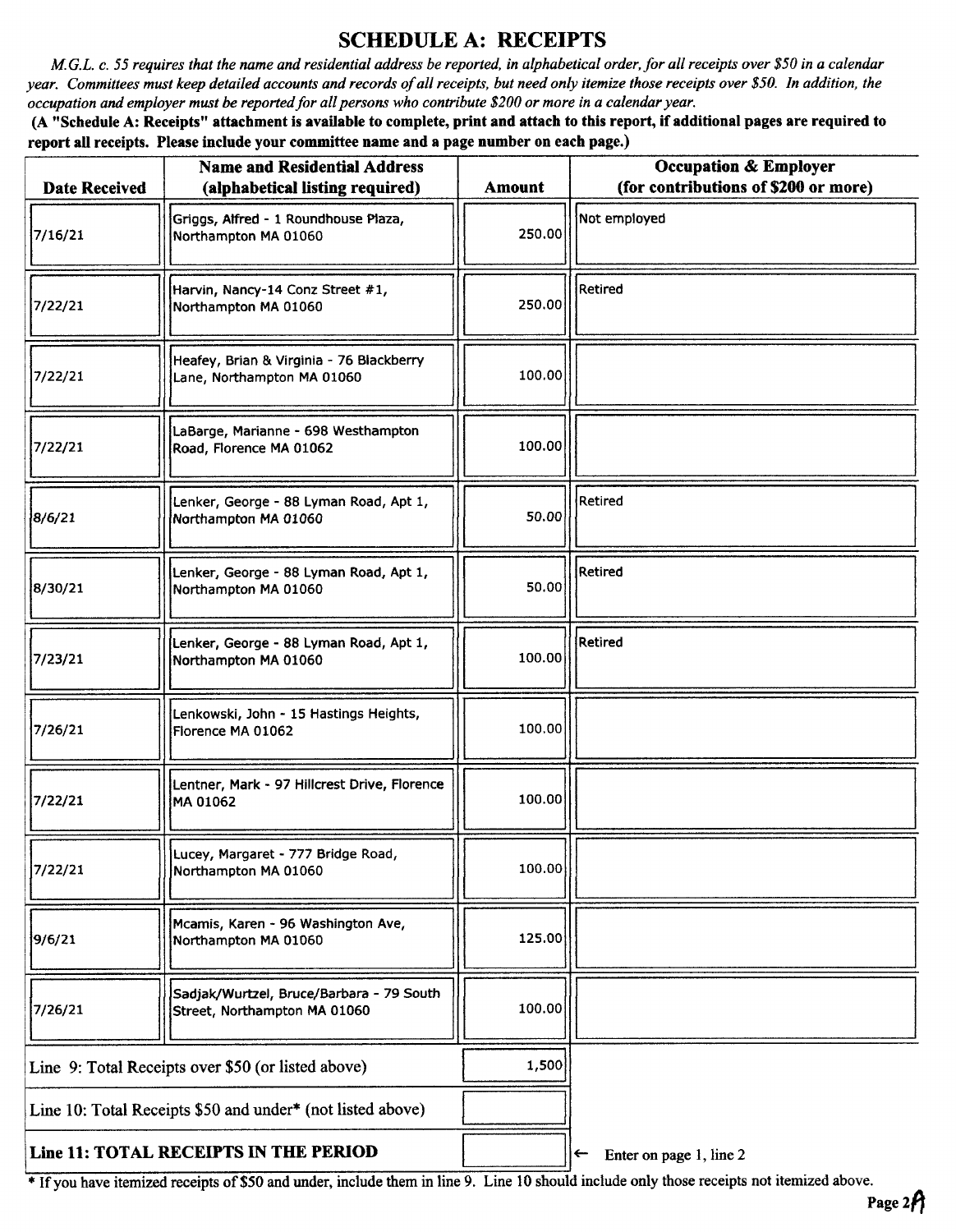## SCHEDULE A: RECEIPTS

*M.G.L. c. 55 requires that the name and residential address be reported, in alphabetical order, for all receipts over $50 in a calendar year. Committees must keep detailed accounts and records of all receipts, but need only itemize those receipts over $50. In addition, the occupation and employer must be reported for all persons who contribute $200 or more in a calendar year.*

**(A "Schedule A: Receipts" attachment is available to complete, print and attach to this report, if additional pages are required to report all receipts. Please include your committee name and a page number on each page.)**

| Date Received | Name and Residential Address (alphabetical listing required) | Amount | Occupation & Employer (for contributions of $200 or more) |
|---|---|---|---|
| 7/16/21 | Griggs, Alfred - 1 Roundhouse Plaza, Northampton MA 01060 | 250.00 | Not employed |
| 7/22/21 | Harvin, Nancy-14 Conz Street #1, Northampton MA 01060 | 250.00 | Retired |
| 7/22/21 | Heafey, Brian & Virginia - 76 Blackberry Lane, Northampton MA 01060 | 100.00 | |
| 7/22/21 | LaBarge, Marianne - 698 Westhampton Road, Florence MA 01062 | 100.00 | |
| 8/6/21 | Lenker, George - 88 Lyman Road, Apt 1, Northampton MA 01060 | 50.00 | Retired |
| 8/30/21 | Lenker, George - 88 Lyman Road, Apt 1, Northampton MA 01060 | 50.00 | Retired |
| 7/23/21 | Lenker, George - 88 Lyman Road, Apt 1, Northampton MA 01060 | 100.00 | Retired |
| 7/26/21 | Lenkowski, John - 15 Hastings Heights, Florence MA 01062 | 100.00 | |
| 7/22/21 | Lentner, Mark - 97 Hillcrest Drive, Florence MA 01062 | 100.00 | |
| 7/22/21 | Lucey, Margaret - 777 Bridge Road, Northampton MA 01060 | 100.00 | |
| 9/6/21 | Mcamis, Karen - 96 Washington Ave, Northampton MA 01060 | 125.00 | |
| 7/26/21 | Sadjak/Wurtzel, Bruce/Barbara - 79 South Street, Northampton MA 01060 | 100.00 | |

| | |
|---|---|
| Line 9: Total Receipts over $50 (or listed above) | 1,500 |
| Line 10: Total Receipts $50 and under* (not listed above) | |
| **Line 11: TOTAL RECEIPTS IN THE PERIOD** | ← Enter on page 1, line 2 |

\* If you have itemized receipts of $50 and under, include them in line 9. Line 10 should include only those receipts not itemized above.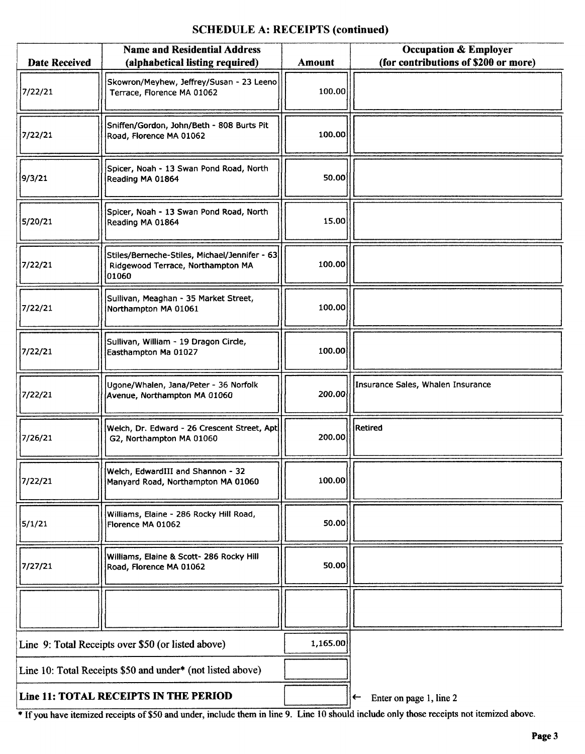## SCHEDULE A: RECEIPTS (continued)

| Date Received | Name and Residential Address (alphabetical listing required) | Amount | Occupation & Employer (for contributions of $200 or more) |
|---|---|---|---|
| 7/22/21 | Skowron/Meyhew, Jeffrey/Susan - 23 Leeno Terrace, Florence MA 01062 | 100.00 | |
| 7/22/21 | Sniffen/Gordon, John/Beth - 808 Burts Pit Road, Florence MA 01062 | 100.00 | |
| 9/3/21 | Spicer, Noah - 13 Swan Pond Road, North Reading MA 01864 | 50.00 | |
| 5/20/21 | Spicer, Noah - 13 Swan Pond Road, North Reading MA 01864 | 15.00 | |
| 7/22/21 | Stiles/Berneche-Stiles, Michael/Jennifer - 63 Ridgewood Terrace, Northampton MA 01060 | 100.00 | |
| 7/22/21 | Sullivan, Meaghan - 35 Market Street, Northampton MA 01061 | 100.00 | |
| 7/22/21 | Sullivan, William - 19 Dragon Circle, Easthampton Ma 01027 | 100.00 | |
| 7/22/21 | Ugone/Whalen, Jana/Peter - 36 Norfolk Avenue, Northampton MA 01060 | 200.00 | Insurance Sales, Whalen Insurance |
| 7/26/21 | Welch, Dr. Edward - 26 Crescent Street, Apt G2, Northampton MA 01060 | 200.00 | Retired |
| 7/22/21 | Welch, EdwardIII and Shannon - 32 Manyard Road, Northampton MA 01060 | 100.00 | |
| 5/1/21 | Williams, Elaine - 286 Rocky Hill Road, Florence MA 01062 | 50.00 | |
| 7/27/21 | Williams, Elaine & Scott- 286 Rocky Hill Road, Florence MA 01062 | 50.00 | |
| | | | |

| | | |
|---|---|---|
| Line 9: Total Receipts over $50 (or listed above) | 1,165.00 | |
| Line 10: Total Receipts $50 and under* (not listed above) | | |
| **Line 11: TOTAL RECEIPTS IN THE PERIOD** | | ← Enter on page 1, line 2 |

* If you have itemized receipts of $50 and under, include them in line 9. Line 10 should include only those receipts not itemized above.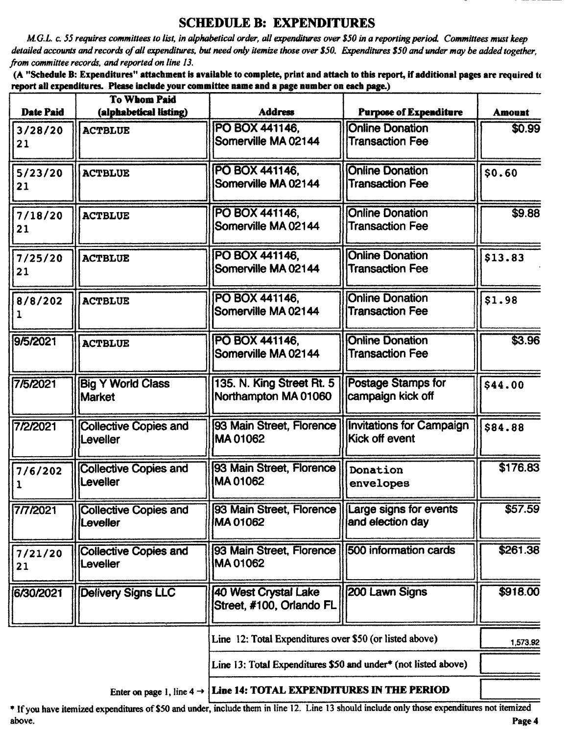## SCHEDULE B: EXPENDITURES

*M.G.L. c. 55 requires committees to list, in alphabetical order, all expenditures over $50 in a reporting period. Committees must keep detailed accounts and records of all expenditures, but need only itemize those over $50. Expenditures $50 and under may be added together, from committee records, and reported on line 13.*

**(A "Schedule B: Expenditures" attachment is available to complete, print and attach to this report, if additional pages are required to report all expenditures. Please include your committee name and a page number on each page.)**

| Date Paid | To Whom Paid (alphabetical listing) | Address | Purpose of Expenditure | Amount |
|---|---|---|---|---|
| 3/28/2021 | ACTBLUE | PO BOX 441146, Somerville MA 02144 | Online Donation Transaction Fee | $0.99 |
| 5/23/2021 | ACTBLUE | PO BOX 441146, Somerville MA 02144 | Online Donation Transaction Fee | $0.60 |
| 7/18/2021 | ACTBLUE | PO BOX 441146, Somerville MA 02144 | Online Donation Transaction Fee | $9.88 |
| 7/25/2021 | ACTBLUE | PO BOX 441146, Somerville MA 02144 | Online Donation Transaction Fee | $13.83 |
| 8/8/2021 | ACTBLUE | PO BOX 441146, Somerville MA 02144 | Online Donation Transaction Fee | $1.98 |
| 9/5/2021 | ACTBLUE | PO BOX 441146, Somerville MA 02144 | Online Donation Transaction Fee | $3.96 |
| 7/5/2021 | Big Y World Class Market | 135. N. King Street Rt. 5 Northampton MA 01060 | Postage Stamps for campaign kick off | $44.00 |
| 7/2/2021 | Collective Copies and Leveller | 93 Main Street, Florence MA 01062 | Invitations for Campaign Kick off event | $84.88 |
| 7/6/2021 | Collective Copies and Leveller | 93 Main Street, Florence MA 01062 | Donation envelopes | $176.83 |
| 7/7/2021 | Collective Copies and Leveller | 93 Main Street, Florence MA 01062 | Large signs for events and election day | $57.59 |
| 7/21/2021 | Collective Copies and Leveller | 93 Main Street, Florence MA 01062 | 500 information cards | $261.38 |
| 6/30/2021 | Delivery Signs LLC | 40 West Crystal Lake Street, #100, Orlando FL | 200 Lawn Signs | $918.00 |

| | |
|---|---|
| Line 12: Total Expenditures over $50 (or listed above) | 1,573.92 |
| Line 13: Total Expenditures $50 and under* (not listed above) | |
| Enter on page 1, line 4 → **Line 14: TOTAL EXPENDITURES IN THE PERIOD** | |

\* If you have itemized expenditures of $50 and under, include them in line 12. Line 13 should include only those expenditures not itemized above.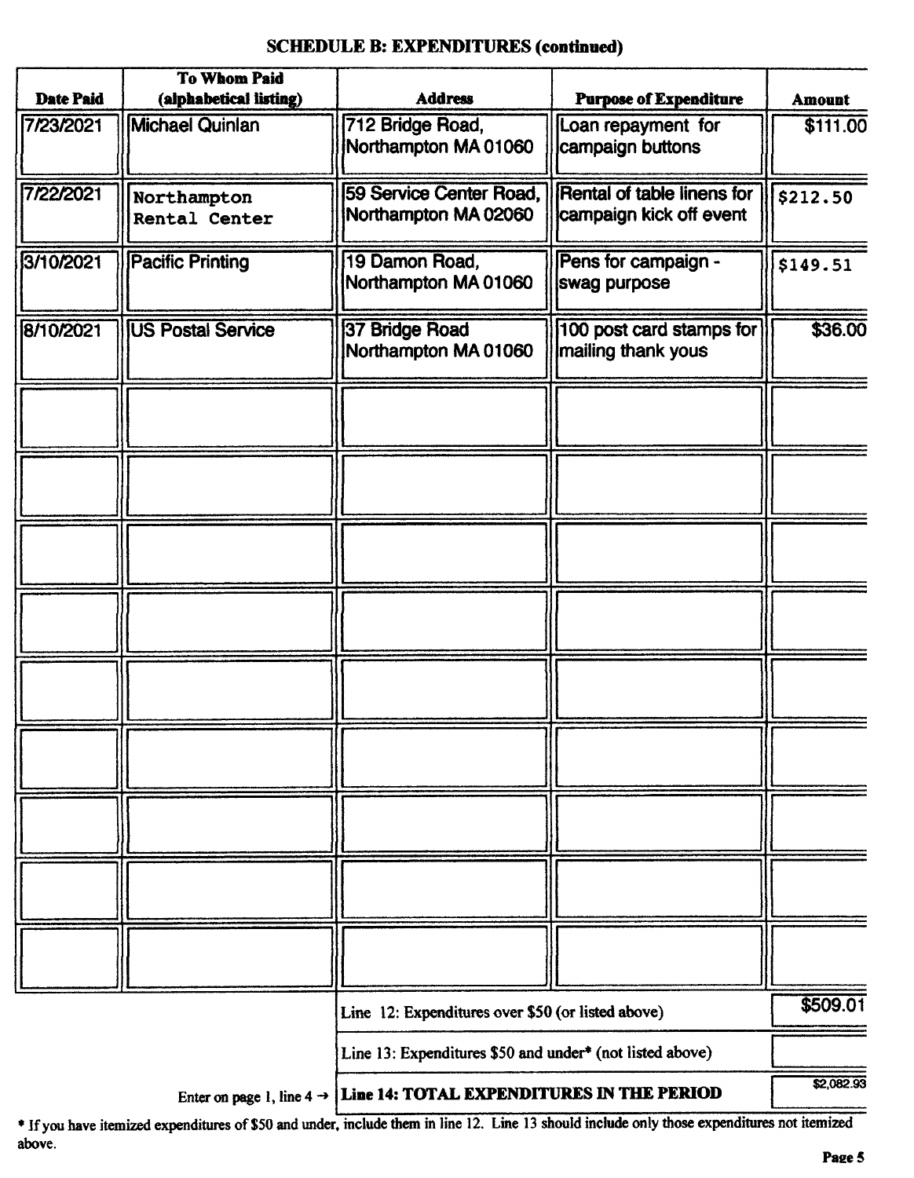## SCHEDULE B: EXPENDITURES (continued)

| Date Paid | To Whom Paid (alphabetical listing) | Address | Purpose of Expenditure | Amount |
|---|---|---|---|---|
| 7/23/2021 | Michael Quinlan | 712 Bridge Road, Northampton MA 01060 | Loan repayment for campaign buttons | $111.00 |
| 7/22/2021 | Northampton Rental Center | 59 Service Center Road, Northampton MA 02060 | Rental of table linens for campaign kick off event | $212.50 |
| 3/10/2021 | Pacific Printing | 19 Damon Road, Northampton MA 01060 | Pens for campaign - swag purpose | $149.51 |
| 8/10/2021 | US Postal Service | 37 Bridge Road Northampton MA 01060 | 100 post card stamps for mailing thank yous | $36.00 |
| | | | | |
| | | | | |
| | | | | |
| | | | | |
| | | | | |
| | | | | |
| | | | | |
| | | | | |
| | | | | |

| | |
|---|---|
| Line 12: Expenditures over $50 (or listed above) | $509.01 |
| Line 13: Expenditures $50 and under* (not listed above) | |
| Enter on page 1, line 4 → **Line 14: TOTAL EXPENDITURES IN THE PERIOD** | $2,082.93 |

* If you have itemized expenditures of $50 and under, include them in line 12. Line 13 should include only those expenditures not itemized above.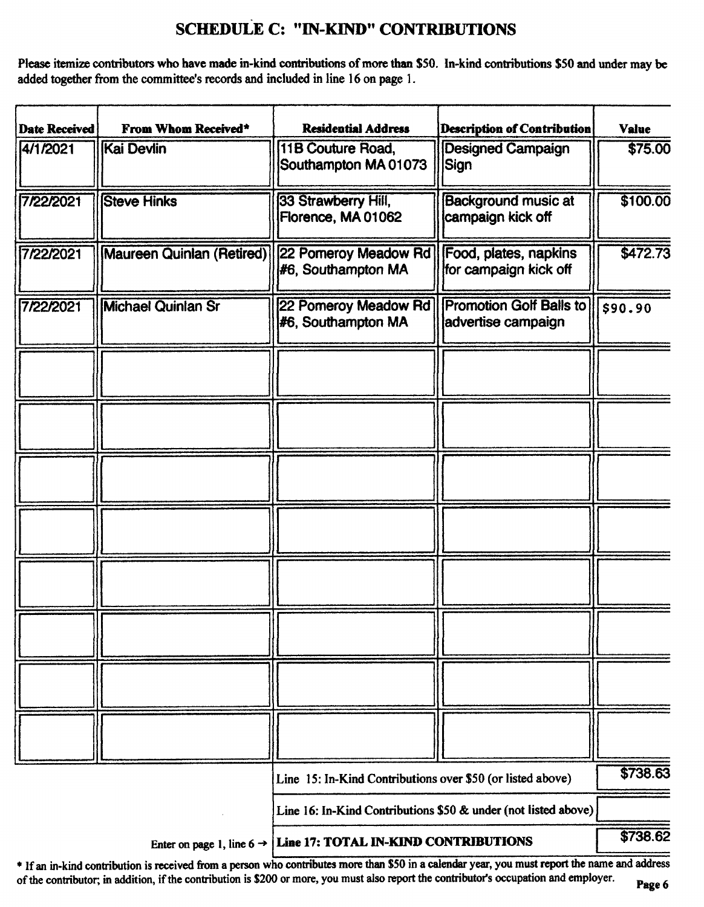# SCHEDULE C: "IN-KIND" CONTRIBUTIONS

Please itemize contributors who have made in-kind contributions of more than $50. In-kind contributions $50 and under may be added together from the committee's records and included in line 16 on page 1.

| Date Received | From Whom Received* | Residential Address | Description of Contribution | Value |
|---|---|---|---|---|
| 4/1/2021 | Kai Devlin | 11B Couture Road, Southampton MA 01073 | Designed Campaign Sign | $75.00 |
| 7/22/2021 | Steve Hinks | 33 Strawberry Hill, Florence, MA 01062 | Background music at campaign kick off | $100.00 |
| 7/22/2021 | Maureen Quinlan (Retired) | 22 Pomeroy Meadow Rd #6, Southampton MA | Food, plates, napkins for campaign kick off | $472.73 |
| 7/22/2021 | Michael Quinlan Sr | 22 Pomeroy Meadow Rd #6, Southampton MA | Promotion Golf Balls to advertise campaign | $90.90 |
| | | | | |
| | | | | |
| | | | | |
| | | | | |
| | | | | |
| | | | | |
| | | | | |
| | | | | |

| | |
|---|---|
| Line 15: In-Kind Contributions over $50 (or listed above) | $738.63 |
| Line 16: In-Kind Contributions $50 & under (not listed above) | |
| Enter on page 1, line 6 → **Line 17: TOTAL IN-KIND CONTRIBUTIONS** | $738.62 |

* If an in-kind contribution is received from a person who contributes more than $50 in a calendar year, you must report the name and address of the contributor; in addition, if the contribution is $200 or more, you must also report the contributor's occupation and employer.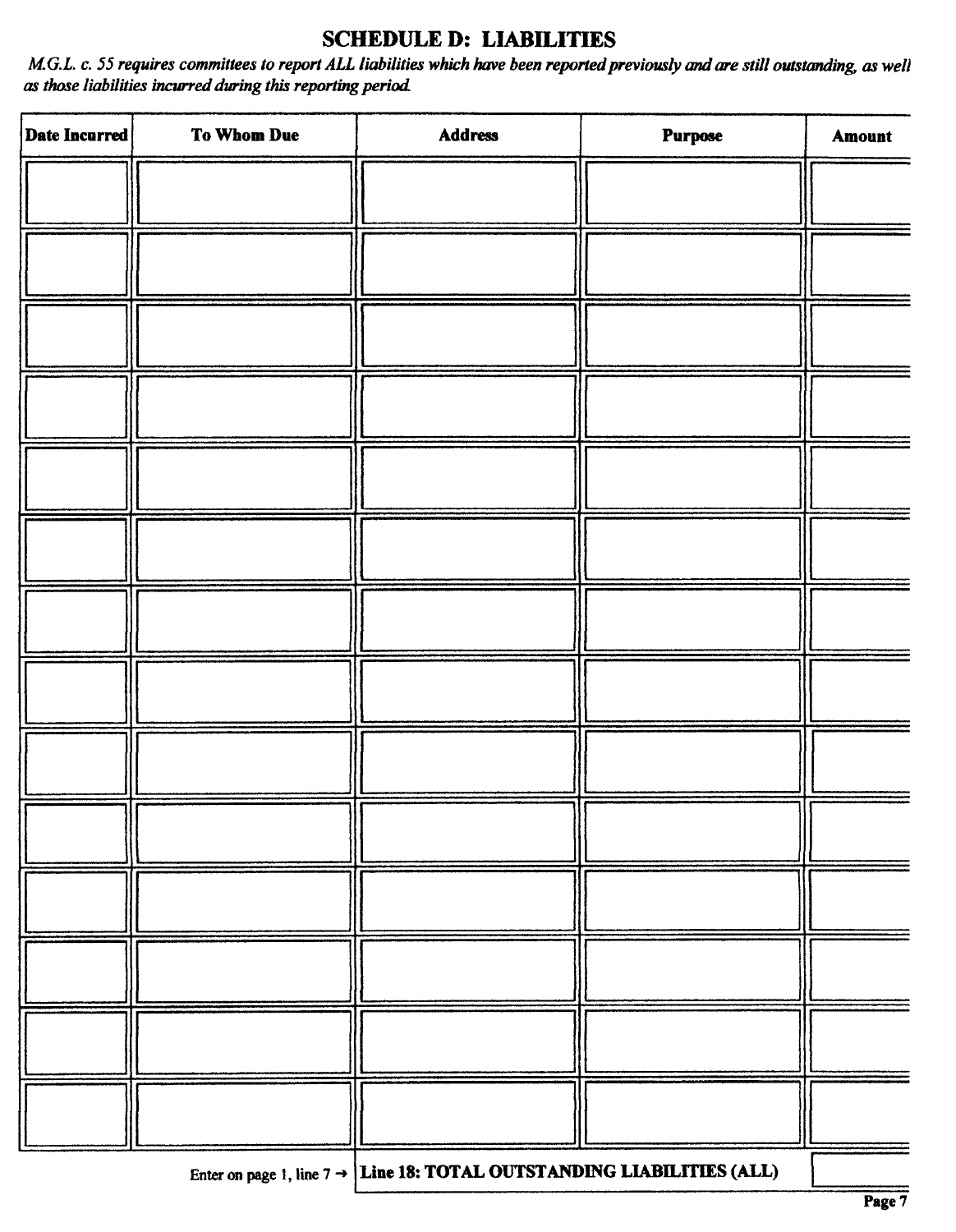# SCHEDULE D: LIABILITIES

*M.G.L. c. 55 requires committees to report ALL liabilities which have been reported previously and are still outstanding, as well as those liabilities incurred during this reporting period.*

| Date Incurred | To Whom Due | Address | Purpose | Amount |
|---|---|---|---|---|
| | | | | |
| | | | | |
| | | | | |
| | | | | |
| | | | | |
| | | | | |
| | | | | |
| | | | | |
| | | | | |
| | | | | |
| | | | | |
| | | | | |
| | | | | |
| | | | | |

Enter on page 1, line 7 → **Line 18: TOTAL OUTSTANDING LIABILITIES (ALL)**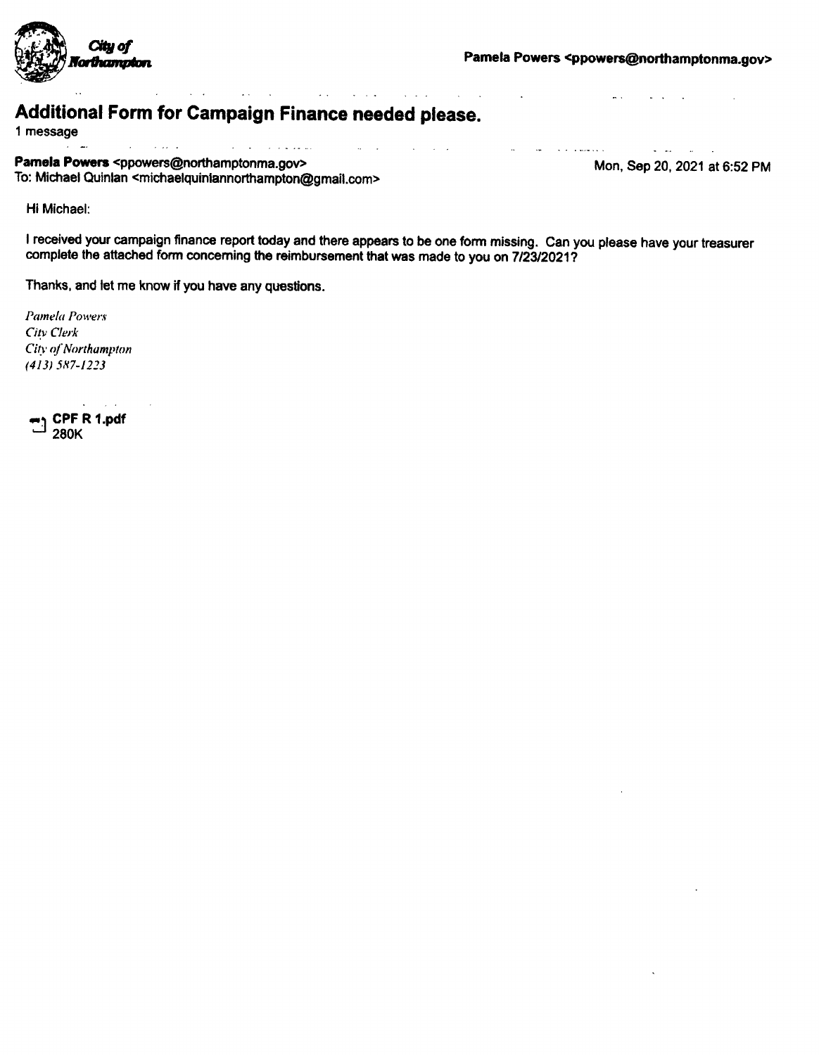City of Northampton

Pamela Powers <ppowers@northamptonma.gov>

# Additional Form for Campaign Finance needed please.

1 message

**Pamela Powers** <ppowers@northamptonma.gov>
To: Michael Quinlan <michaelquinlannorthampton@gmail.com>

Mon, Sep 20, 2021 at 6:52 PM

Hi Michael:

I received your campaign finance report today and there appears to be one form missing. Can you please have your treasurer complete the attached form concerning the reimbursement that was made to you on 7/23/2021?

Thanks, and let me know if you have any questions.

*Pamela Powers*
*City Clerk*
*City of Northampton*
*(413) 587-1223*

**CPF R 1.pdf**
280K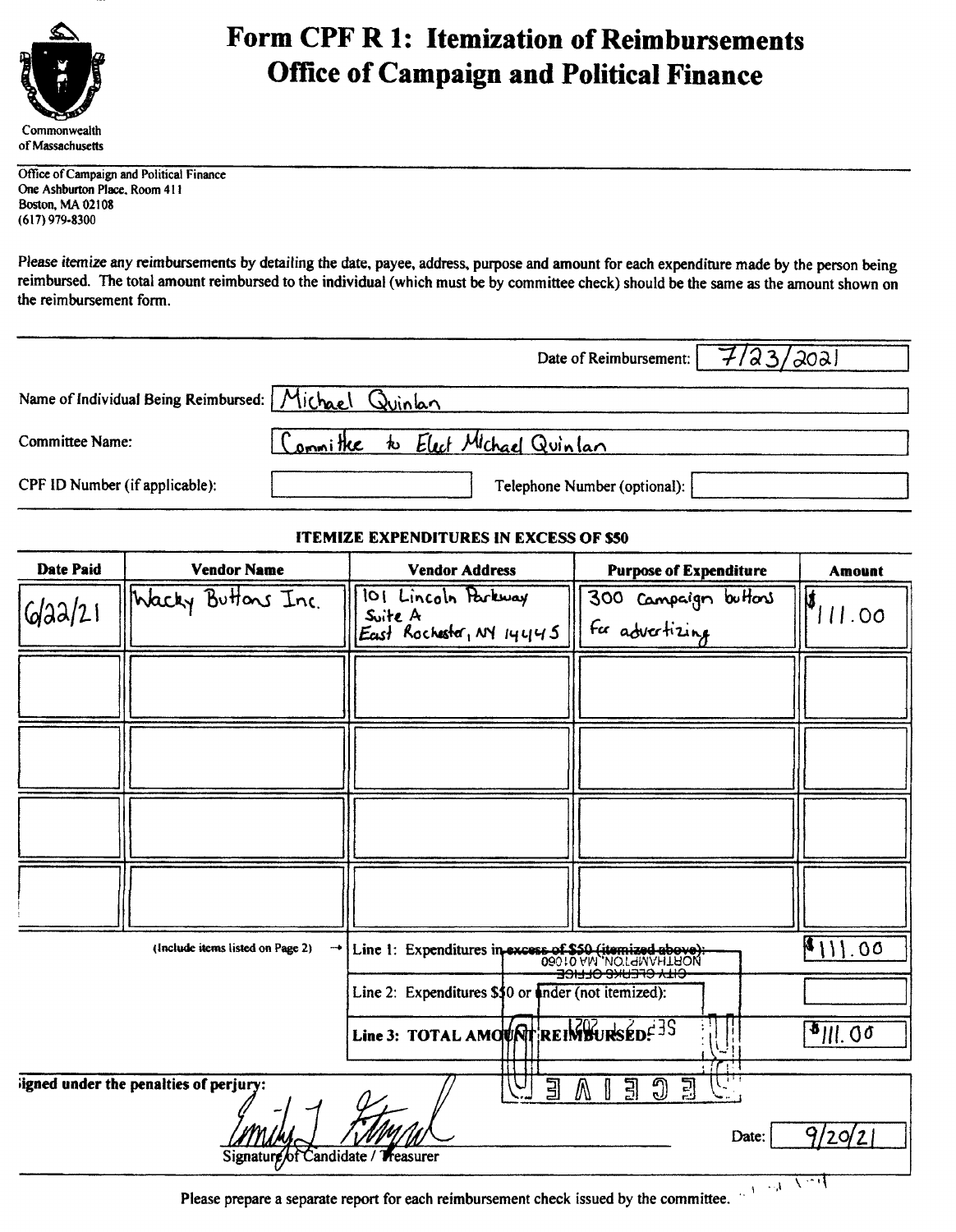# Form CPF R 1: Itemization of Reimbursements
# Office of Campaign and Political Finance

Commonwealth of Massachusetts

Office of Campaign and Political Finance
One Ashburton Place, Room 411
Boston, MA 02108
(617) 979-8300

Please *itemize* any reimbursements by detailing the date, payee, address, purpose and amount for each expenditure made by the person being reimbursed. The total amount reimbursed to the individual (which must be by committee check) should be the same as the amount shown on the reimbursement form.

Date of Reimbursement: 7/23/2021

Name of Individual Being Reimbursed: Michael Quinlan

Committee Name: Committee to Elect Michael Quinlan

CPF ID Number (if applicable):

Telephone Number (optional):

**ITEMIZE EXPENDITURES IN EXCESS OF $50**

| Date Paid | Vendor Name | Vendor Address | Purpose of Expenditure | Amount |
|---|---|---|---|---|
| 6/22/21 | Wacky Buttons Inc. | 101 Lincoln Parkway Suite A East Rochester, NY 14445 | 300 campaign buttons for advertizing | $111.00 |
| | | | | |
| | | | | |
| | | | | |
| | | | | |

(Include items listed on Page 2) →

| | |
|---|---|
| Line 1: Expenditures in excess of $50 (itemized above): | $111.00 |
| Line 2: Expenditures $50 or under (not itemized): | |
| **Line 3: TOTAL AMOUNT REIMBURSED:** | $111.00 |

RECEIVED SEP 2021 CITY CLERKS OFFICE NORTHAMPTON, MA 01060

**Signed under the penalties of perjury:**

Signature of Candidate / Treasurer

Date: 9/20/21

Please prepare a separate report for each reimbursement check issued by the committee.